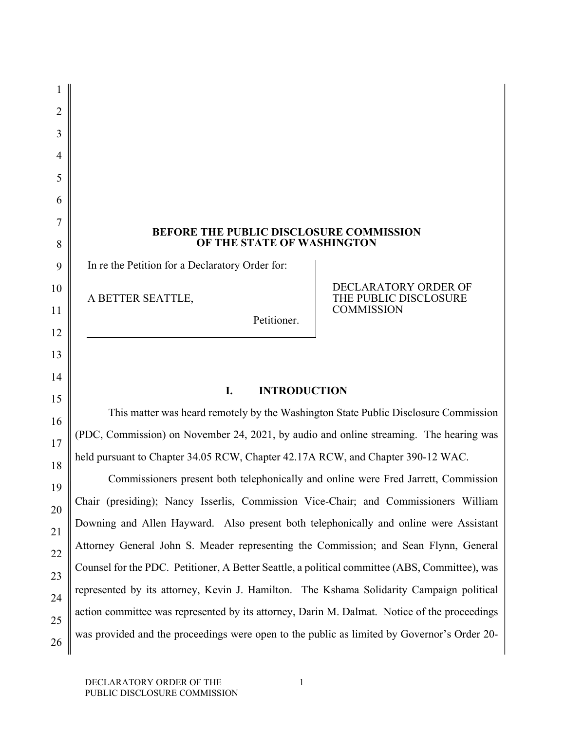**BEFORE THE PUBLIC DISCLOSURE COMMISSION OF THE STATE OF WASHINGTON**

| | |
|---|---|
| In re the Petition for a Declaratory Order for:<br><br>A BETTER SEATTLE,<br><br>Petitioner. | DECLARATORY ORDER OF THE PUBLIC DISCLOSURE COMMISSION |

## I. INTRODUCTION

This matter was heard remotely by the Washington State Public Disclosure Commission (PDC, Commission) on November 24, 2021, by audio and online streaming. The hearing was held pursuant to Chapter 34.05 RCW, Chapter 42.17A RCW, and Chapter 390-12 WAC.

Commissioners present both telephonically and online were Fred Jarrett, Commission Chair (presiding); Nancy Isserlis, Commission Vice-Chair; and Commissioners William Downing and Allen Hayward. Also present both telephonically and online were Assistant Attorney General John S. Meader representing the Commission; and Sean Flynn, General Counsel for the PDC. Petitioner, A Better Seattle, a political committee (ABS, Committee), was represented by its attorney, Kevin J. Hamilton. The Kshama Solidarity Campaign political action committee was represented by its attorney, Darin M. Dalmat. Notice of the proceedings was provided and the proceedings were open to the public as limited by Governor's Order 20-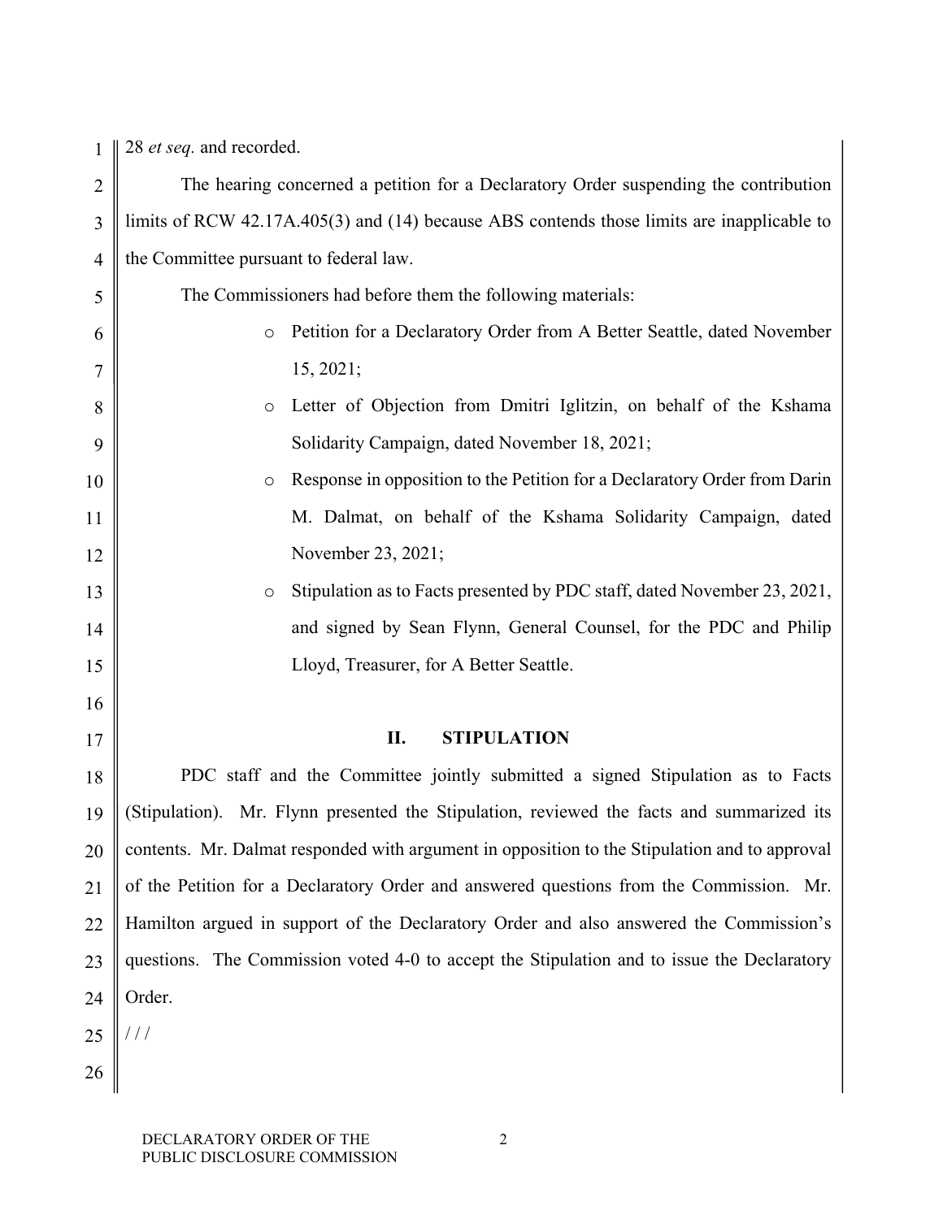28 *et seq.* and recorded.

The hearing concerned a petition for a Declaratory Order suspending the contribution limits of RCW 42.17A.405(3) and (14) because ABS contends those limits are inapplicable to the Committee pursuant to federal law.

The Commissioners had before them the following materials:

- Petition for a Declaratory Order from A Better Seattle, dated November 15, 2021;
- Letter of Objection from Dmitri Iglitzin, on behalf of the Kshama Solidarity Campaign, dated November 18, 2021;
- Response in opposition to the Petition for a Declaratory Order from Darin M. Dalmat, on behalf of the Kshama Solidarity Campaign, dated November 23, 2021;
- Stipulation as to Facts presented by PDC staff, dated November 23, 2021, and signed by Sean Flynn, General Counsel, for the PDC and Philip Lloyd, Treasurer, for A Better Seattle.

## II. STIPULATION

PDC staff and the Committee jointly submitted a signed Stipulation as to Facts (Stipulation). Mr. Flynn presented the Stipulation, reviewed the facts and summarized its contents. Mr. Dalmat responded with argument in opposition to the Stipulation and to approval of the Petition for a Declaratory Order and answered questions from the Commission. Mr. Hamilton argued in support of the Declaratory Order and also answered the Commission's questions. The Commission voted 4-0 to accept the Stipulation and to issue the Declaratory Order.

/ / /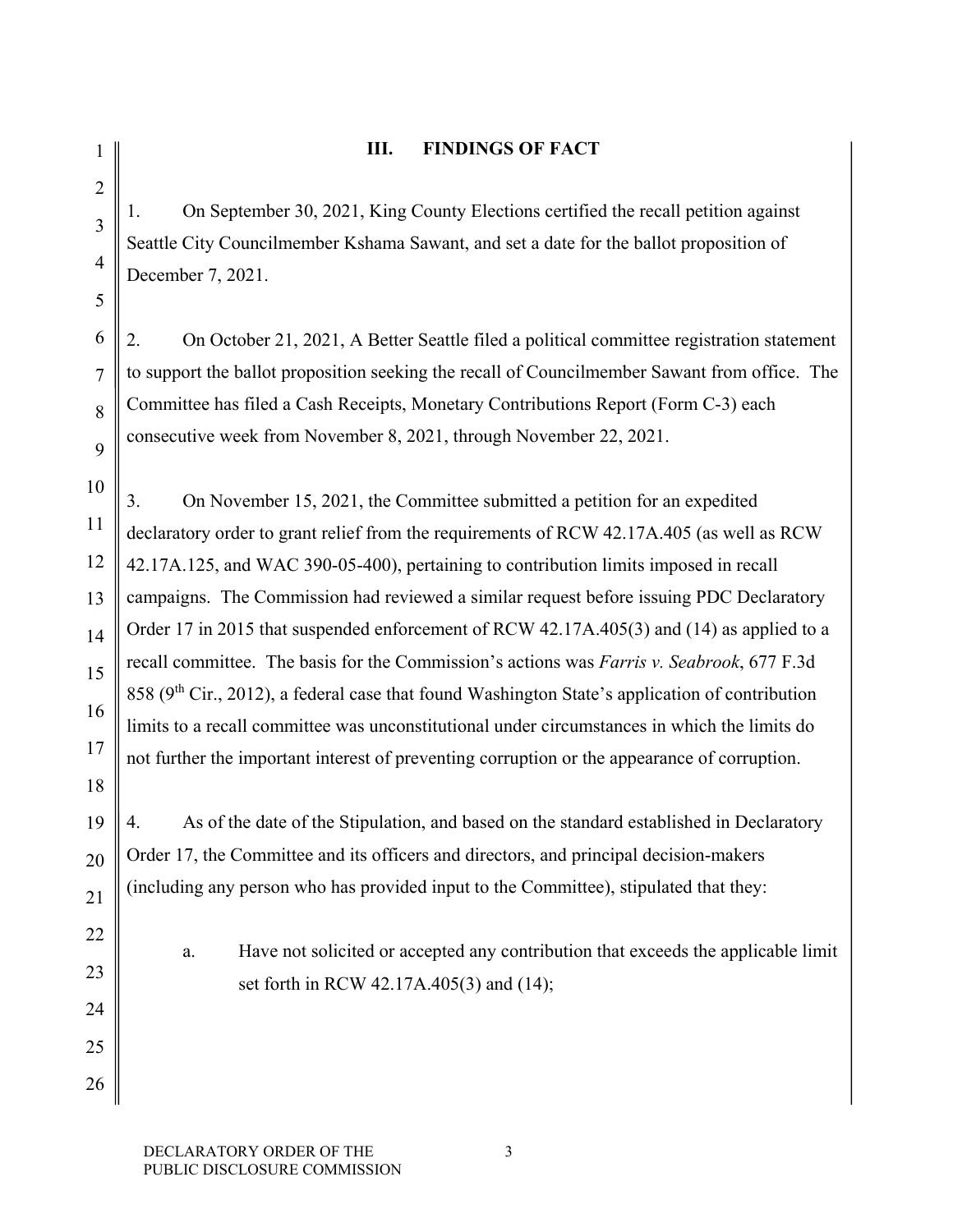## III. FINDINGS OF FACT

1. On September 30, 2021, King County Elections certified the recall petition against Seattle City Councilmember Kshama Sawant, and set a date for the ballot proposition of December 7, 2021.

2. On October 21, 2021, A Better Seattle filed a political committee registration statement to support the ballot proposition seeking the recall of Councilmember Sawant from office. The Committee has filed a Cash Receipts, Monetary Contributions Report (Form C-3) each consecutive week from November 8, 2021, through November 22, 2021.

3. On November 15, 2021, the Committee submitted a petition for an expedited declaratory order to grant relief from the requirements of RCW 42.17A.405 (as well as RCW 42.17A.125, and WAC 390-05-400), pertaining to contribution limits imposed in recall campaigns. The Commission had reviewed a similar request before issuing PDC Declaratory Order 17 in 2015 that suspended enforcement of RCW 42.17A.405(3) and (14) as applied to a recall committee. The basis for the Commission's actions was *Farris v. Seabrook*, 677 F.3d 858 (9th Cir., 2012), a federal case that found Washington State's application of contribution limits to a recall committee was unconstitutional under circumstances in which the limits do not further the important interest of preventing corruption or the appearance of corruption.

4. As of the date of the Stipulation, and based on the standard established in Declaratory Order 17, the Committee and its officers and directors, and principal decision-makers (including any person who has provided input to the Committee), stipulated that they:

   a. Have not solicited or accepted any contribution that exceeds the applicable limit set forth in RCW 42.17A.405(3) and (14);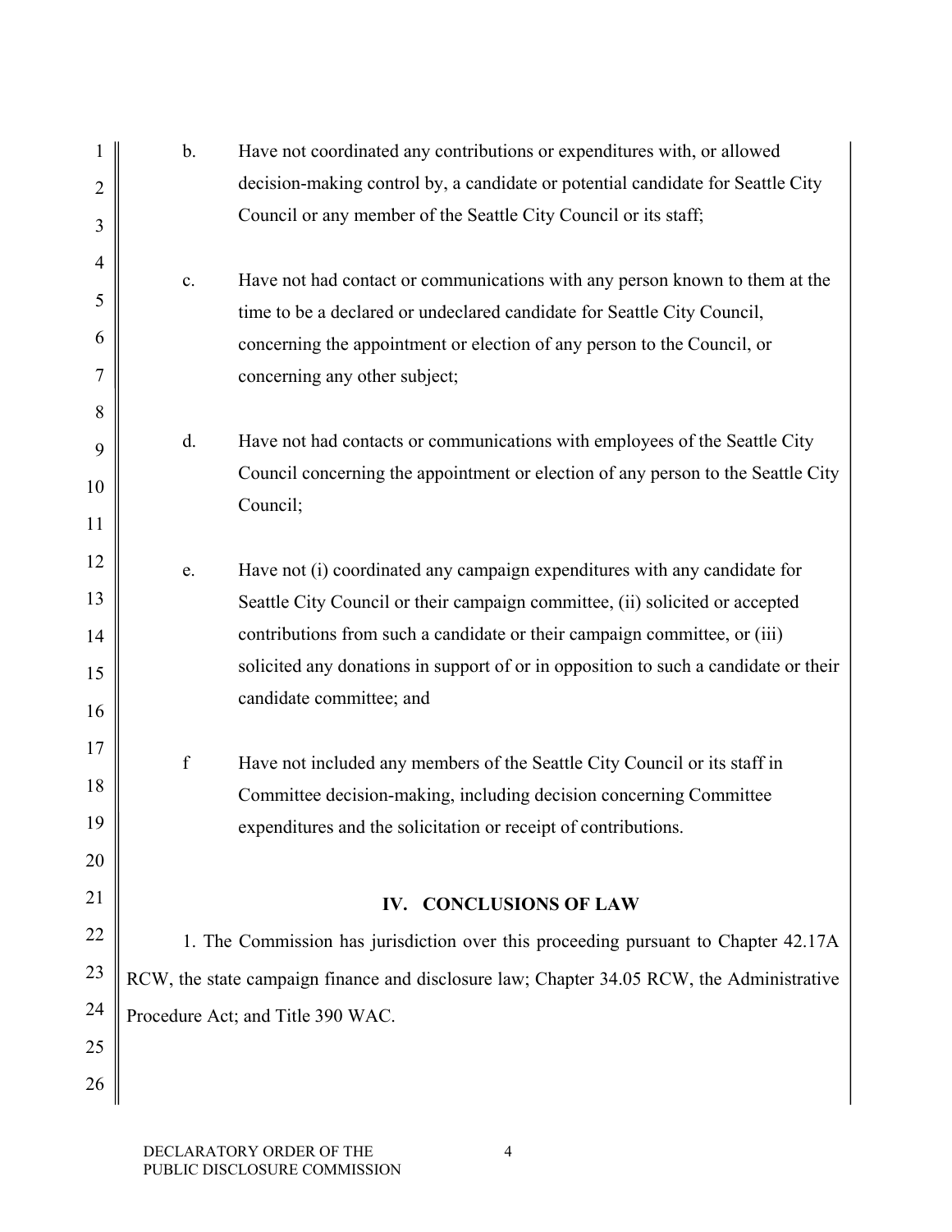b. Have not coordinated any contributions or expenditures with, or allowed decision-making control by, a candidate or potential candidate for Seattle City Council or any member of the Seattle City Council or its staff;

c. Have not had contact or communications with any person known to them at the time to be a declared or undeclared candidate for Seattle City Council, concerning the appointment or election of any person to the Council, or concerning any other subject;

d. Have not had contacts or communications with employees of the Seattle City Council concerning the appointment or election of any person to the Seattle City Council;

e. Have not (i) coordinated any campaign expenditures with any candidate for Seattle City Council or their campaign committee, (ii) solicited or accepted contributions from such a candidate or their campaign committee, or (iii) solicited any donations in support of or in opposition to such a candidate or their candidate committee; and

f Have not included any members of the Seattle City Council or its staff in Committee decision-making, including decision concerning Committee expenditures and the solicitation or receipt of contributions.

## IV. CONCLUSIONS OF LAW

1. The Commission has jurisdiction over this proceeding pursuant to Chapter 42.17A RCW, the state campaign finance and disclosure law; Chapter 34.05 RCW, the Administrative Procedure Act; and Title 390 WAC.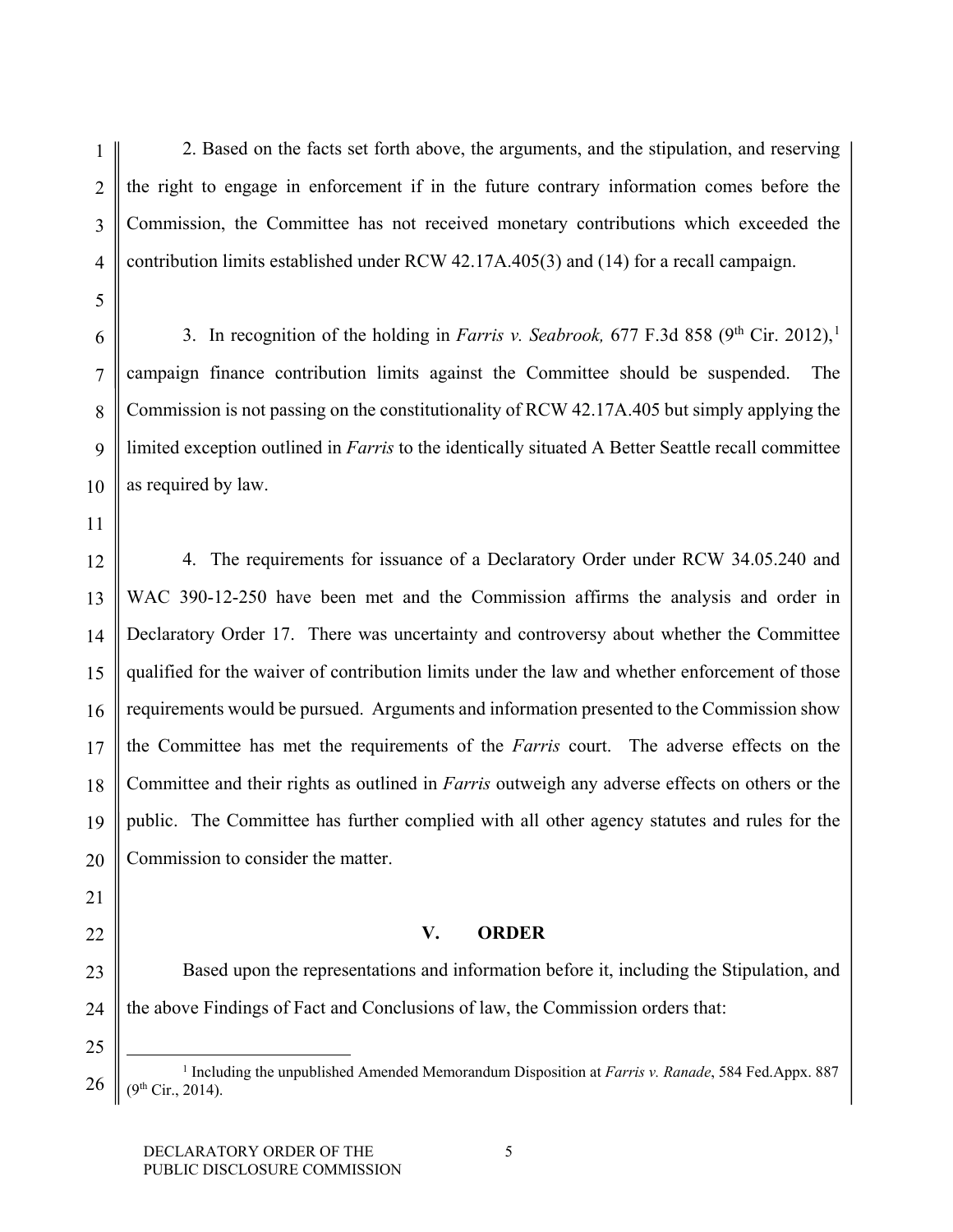2. Based on the facts set forth above, the arguments, and the stipulation, and reserving the right to engage in enforcement if in the future contrary information comes before the Commission, the Committee has not received monetary contributions which exceeded the contribution limits established under RCW 42.17A.405(3) and (14) for a recall campaign.

3. In recognition of the holding in *Farris v. Seabrook,* 677 F.3d 858 (9th Cir. 2012),[1] campaign finance contribution limits against the Committee should be suspended. The Commission is not passing on the constitutionality of RCW 42.17A.405 but simply applying the limited exception outlined in *Farris* to the identically situated A Better Seattle recall committee as required by law.

4. The requirements for issuance of a Declaratory Order under RCW 34.05.240 and WAC 390-12-250 have been met and the Commission affirms the analysis and order in Declaratory Order 17. There was uncertainty and controversy about whether the Committee qualified for the waiver of contribution limits under the law and whether enforcement of those requirements would be pursued. Arguments and information presented to the Commission show the Committee has met the requirements of the *Farris* court. The adverse effects on the Committee and their rights as outlined in *Farris* outweigh any adverse effects on others or the public. The Committee has further complied with all other agency statutes and rules for the Commission to consider the matter.

## V. ORDER

Based upon the representations and information before it, including the Stipulation, and the above Findings of Fact and Conclusions of law, the Commission orders that:

---

[1] Including the unpublished Amended Memorandum Disposition at *Farris v. Ranade*, 584 Fed.Appx. 887 (9th Cir., 2014).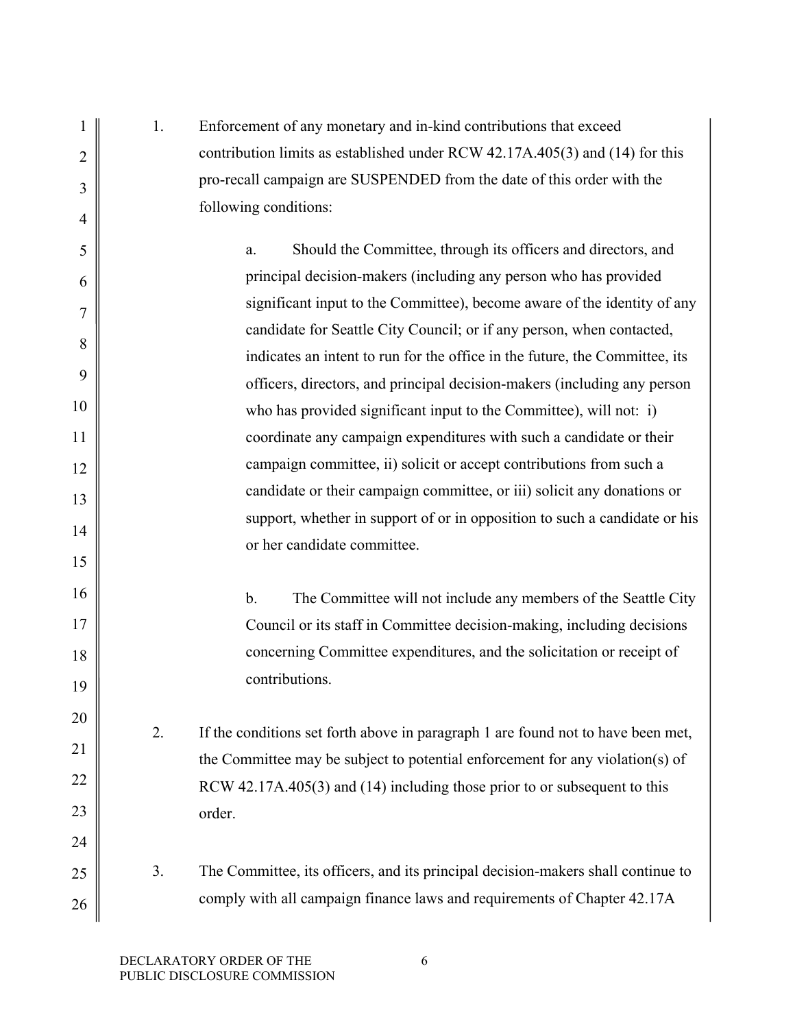1. Enforcement of any monetary and in-kind contributions that exceed contribution limits as established under RCW 42.17A.405(3) and (14) for this pro-recall campaign are SUSPENDED from the date of this order with the following conditions:

   a. Should the Committee, through its officers and directors, and principal decision-makers (including any person who has provided significant input to the Committee), become aware of the identity of any candidate for Seattle City Council; or if any person, when contacted, indicates an intent to run for the office in the future, the Committee, its officers, directors, and principal decision-makers (including any person who has provided significant input to the Committee), will not: i) coordinate any campaign expenditures with such a candidate or their campaign committee, ii) solicit or accept contributions from such a candidate or their campaign committee, or iii) solicit any donations or support, whether in support of or in opposition to such a candidate or his or her candidate committee.

   b. The Committee will not include any members of the Seattle City Council or its staff in Committee decision-making, including decisions concerning Committee expenditures, and the solicitation or receipt of contributions.

2. If the conditions set forth above in paragraph 1 are found not to have been met, the Committee may be subject to potential enforcement for any violation(s) of RCW 42.17A.405(3) and (14) including those prior to or subsequent to this order.

3. The Committee, its officers, and its principal decision-makers shall continue to comply with all campaign finance laws and requirements of Chapter 42.17A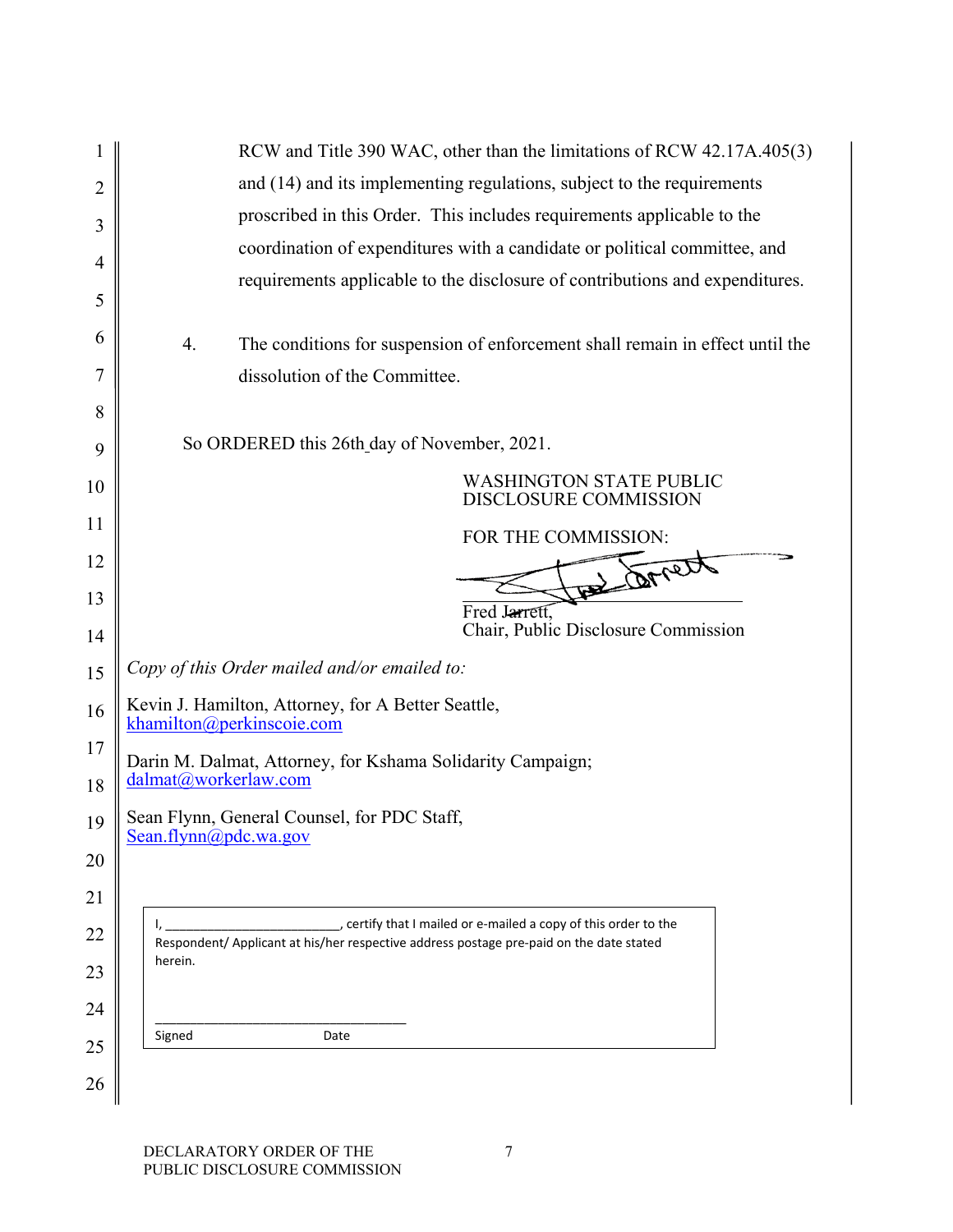RCW and Title 390 WAC, other than the limitations of RCW 42.17A.405(3) and (14) and its implementing regulations, subject to the requirements proscribed in this Order. This includes requirements applicable to the coordination of expenditures with a candidate or political committee, and requirements applicable to the disclosure of contributions and expenditures.

4. The conditions for suspension of enforcement shall remain in effect until the dissolution of the Committee.

So ORDERED this 26th day of November, 2021.

WASHINGTON STATE PUBLIC DISCLOSURE COMMISSION

FOR THE COMMISSION:

Fred Jarrett,
Chair, Public Disclosure Commission

*Copy of this Order mailed and/or emailed to:*

Kevin J. Hamilton, Attorney, for A Better Seattle,
khamilton@perkinscoie.com

Darin M. Dalmat, Attorney, for Kshama Solidarity Campaign;
dalmat@workerlaw.com

Sean Flynn, General Counsel, for PDC Staff,
Sean.flynn@pdc.wa.gov

I, ________________________, certify that I mailed or e-mailed a copy of this order to the Respondent/ Applicant at his/her respective address postage pre-paid on the date stated herein.

______________________________
Signed Date

DECLARATORY ORDER OF THE PUBLIC DISCLOSURE COMMISSION